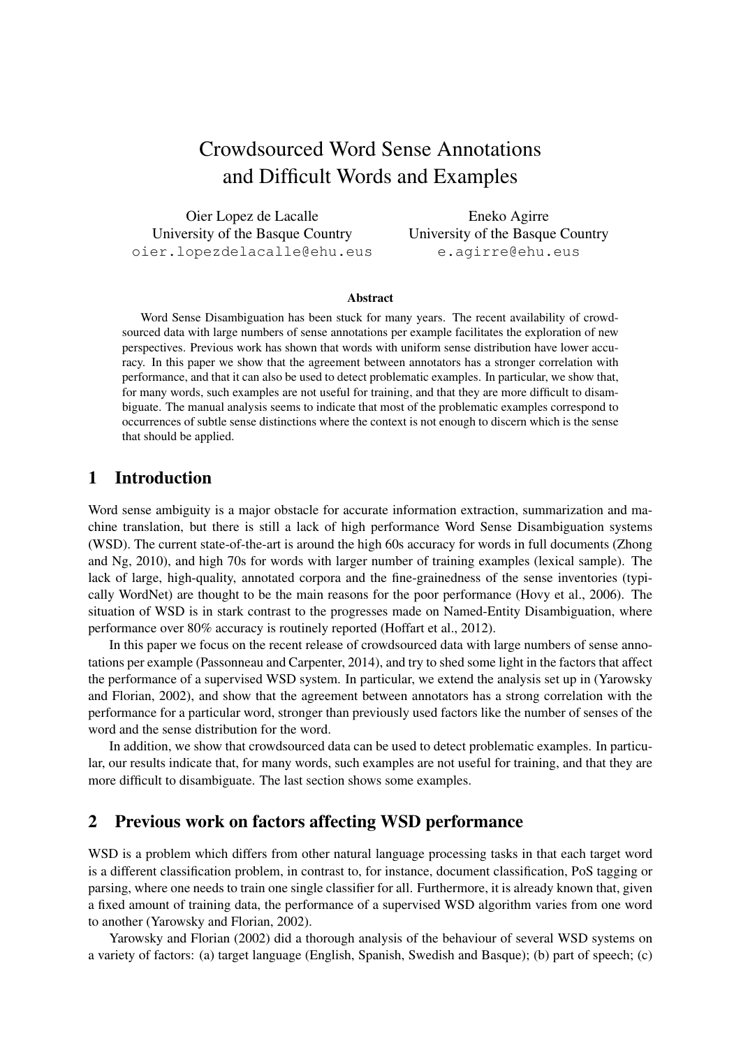# Crowdsourced Word Sense Annotations and Difficult Words and Examples

Oier Lopez de Lacalle
University of the Basque Country
oier.lopezdelacalle@ehu.eus

Eneko Agirre
University of the Basque Country
e.agirre@ehu.eus

### Abstract

Word Sense Disambiguation has been stuck for many years. The recent availability of crowdsourced data with large numbers of sense annotations per example facilitates the exploration of new perspectives. Previous work has shown that words with uniform sense distribution have lower accuracy. In this paper we show that the agreement between annotators has a stronger correlation with performance, and that it can also be used to detect problematic examples. In particular, we show that, for many words, such examples are not useful for training, and that they are more difficult to disambiguate. The manual analysis seems to indicate that most of the problematic examples correspond to occurrences of subtle sense distinctions where the context is not enough to discern which is the sense that should be applied.

## 1 Introduction

Word sense ambiguity is a major obstacle for accurate information extraction, summarization and machine translation, but there is still a lack of high performance Word Sense Disambiguation systems (WSD). The current state-of-the-art is around the high 60s accuracy for words in full documents (Zhong and Ng, 2010), and high 70s for words with larger number of training examples (lexical sample). The lack of large, high-quality, annotated corpora and the fine-grainedness of the sense inventories (typically WordNet) are thought to be the main reasons for the poor performance (Hovy et al., 2006). The situation of WSD is in stark contrast to the progresses made on Named-Entity Disambiguation, where performance over 80% accuracy is routinely reported (Hoffart et al., 2012).

In this paper we focus on the recent release of crowdsourced data with large numbers of sense annotations per example (Passonneau and Carpenter, 2014), and try to shed some light in the factors that affect the performance of a supervised WSD system. In particular, we extend the analysis set up in (Yarowsky and Florian, 2002), and show that the agreement between annotators has a strong correlation with the performance for a particular word, stronger than previously used factors like the number of senses of the word and the sense distribution for the word.

In addition, we show that crowdsourced data can be used to detect problematic examples. In particular, our results indicate that, for many words, such examples are not useful for training, and that they are more difficult to disambiguate. The last section shows some examples.

## 2 Previous work on factors affecting WSD performance

WSD is a problem which differs from other natural language processing tasks in that each target word is a different classification problem, in contrast to, for instance, document classification, PoS tagging or parsing, where one needs to train one single classifier for all. Furthermore, it is already known that, given a fixed amount of training data, the performance of a supervised WSD algorithm varies from one word to another (Yarowsky and Florian, 2002).

Yarowsky and Florian (2002) did a thorough analysis of the behaviour of several WSD systems on a variety of factors: (a) target language (English, Spanish, Swedish and Basque); (b) part of speech; (c)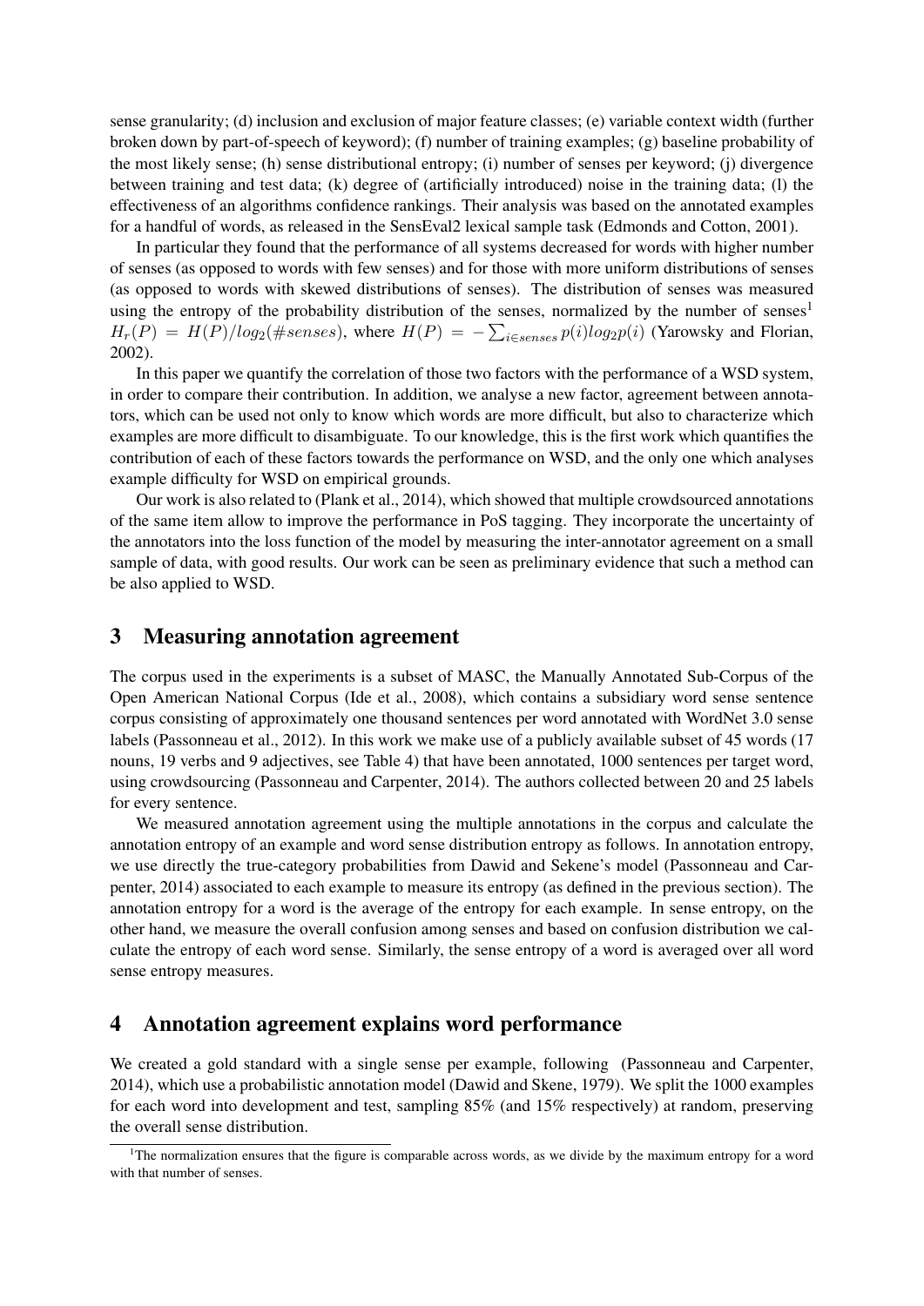sense granularity; (d) inclusion and exclusion of major feature classes; (e) variable context width (further broken down by part-of-speech of keyword); (f) number of training examples; (g) baseline probability of the most likely sense; (h) sense distributional entropy; (i) number of senses per keyword; (j) divergence between training and test data; (k) degree of (artificially introduced) noise in the training data; (l) the effectiveness of an algorithms confidence rankings. Their analysis was based on the annotated examples for a handful of words, as released in the SensEval2 lexical sample task (Edmonds and Cotton, 2001).

In particular they found that the performance of all systems decreased for words with higher number of senses (as opposed to words with few senses) and for those with more uniform distributions of senses (as opposed to words with skewed distributions of senses). The distribution of senses was measured using the entropy of the probability distribution of the senses, normalized by the number of senses[1] $H_r(P) = H(P)/log_2(\#senses)$, where $H(P) = -\sum_{i \in senses} p(i)log_2p(i)$ (Yarowsky and Florian, 2002).

In this paper we quantify the correlation of those two factors with the performance of a WSD system, in order to compare their contribution. In addition, we analyse a new factor, agreement between annotators, which can be used not only to know which words are more difficult, but also to characterize which examples are more difficult to disambiguate. To our knowledge, this is the first work which quantifies the contribution of each of these factors towards the performance on WSD, and the only one which analyses example difficulty for WSD on empirical grounds.

Our work is also related to (Plank et al., 2014), which showed that multiple crowdsourced annotations of the same item allow to improve the performance in PoS tagging. They incorporate the uncertainty of the annotators into the loss function of the model by measuring the inter-annotator agreement on a small sample of data, with good results. Our work can be seen as preliminary evidence that such a method can be also applied to WSD.

## 3 Measuring annotation agreement

The corpus used in the experiments is a subset of MASC, the Manually Annotated Sub-Corpus of the Open American National Corpus (Ide et al., 2008), which contains a subsidiary word sense sentence corpus consisting of approximately one thousand sentences per word annotated with WordNet 3.0 sense labels (Passonneau et al., 2012). In this work we make use of a publicly available subset of 45 words (17 nouns, 19 verbs and 9 adjectives, see Table 4) that have been annotated, 1000 sentences per target word, using crowdsourcing (Passonneau and Carpenter, 2014). The authors collected between 20 and 25 labels for every sentence.

We measured annotation agreement using the multiple annotations in the corpus and calculate the annotation entropy of an example and word sense distribution entropy as follows. In annotation entropy, we use directly the true-category probabilities from Dawid and Sekene's model (Passonneau and Carpenter, 2014) associated to each example to measure its entropy (as defined in the previous section). The annotation entropy for a word is the average of the entropy for each example. In sense entropy, on the other hand, we measure the overall confusion among senses and based on confusion distribution we calculate the entropy of each word sense. Similarly, the sense entropy of a word is averaged over all word sense entropy measures.

## 4 Annotation agreement explains word performance

We created a gold standard with a single sense per example, following (Passonneau and Carpenter, 2014), which use a probabilistic annotation model (Dawid and Skene, 1979). We split the 1000 examples for each word into development and test, sampling 85% (and 15% respectively) at random, preserving the overall sense distribution.

[1] The normalization ensures that the figure is comparable across words, as we divide by the maximum entropy for a word with that number of senses.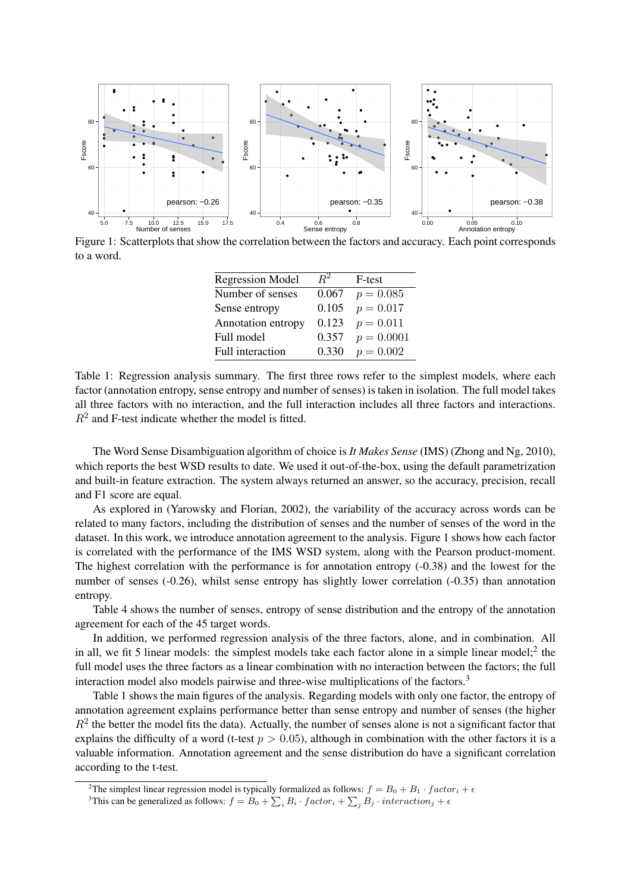Figure 1: Scatterplots that show the correlation between the factors and accuracy. Each point corresponds to a word.

| Regression Model | $R^2$ | F-test |
|---|---|---|
| Number of senses | 0.067 | $p = 0.085$ |
| Sense entropy | 0.105 | $p = 0.017$ |
| Annotation entropy | 0.123 | $p = 0.011$ |
| Full model | 0.357 | $p = 0.0001$ |
| Full interaction | 0.330 | $p = 0.002$ |

Table 1: Regression analysis summary. The first three rows refer to the simplest models, where each factor (annotation entropy, sense entropy and number of senses) is taken in isolation. The full model takes all three factors with no interaction, and the full interaction includes all three factors and interactions. $R^2$ and F-test indicate whether the model is fitted.

The Word Sense Disambiguation algorithm of choice is *It Makes Sense* (IMS) (Zhong and Ng, 2010), which reports the best WSD results to date. We used it out-of-the-box, using the default parametrization and built-in feature extraction. The system always returned an answer, so the accuracy, precision, recall and F1 score are equal.

As explored in (Yarowsky and Florian, 2002), the variability of the accuracy across words can be related to many factors, including the distribution of senses and the number of senses of the word in the dataset. In this work, we introduce annotation agreement to the analysis. Figure 1 shows how each factor is correlated with the performance of the IMS WSD system, along with the Pearson product-moment. The highest correlation with the performance is for annotation entropy (-0.38) and the lowest for the number of senses (-0.26), whilst sense entropy has slightly lower correlation (-0.35) than annotation entropy.

Table 4 shows the number of senses, entropy of sense distribution and the entropy of the annotation agreement for each of the 45 target words.

In addition, we performed regression analysis of the three factors, alone, and in combination. All in all, we fit 5 linear models: the simplest models take each factor alone in a simple linear model;[2] the full model uses the three factors as a linear combination with no interaction between the factors; the full interaction model also models pairwise and three-wise multiplications of the factors.[3]

Table 1 shows the main figures of the analysis. Regarding models with only one factor, the entropy of annotation agreement explains performance better than sense entropy and number of senses (the higher $R^2$ the better the model fits the data). Actually, the number of senses alone is not a significant factor that explains the difficulty of a word (t-test $p > 0.05$), although in combination with the other factors it is a valuable information. Annotation agreement and the sense distribution do have a significant correlation according to the t-test.

[2]The simplest linear regression model is typically formalized as follows: $f = B_0 + B_1 \cdot factor_i + \epsilon$

[3]This can be generalized as follows: $f = B_0 + \sum_i B_i \cdot factor_i + \sum_j B_j \cdot interaction_j + \epsilon$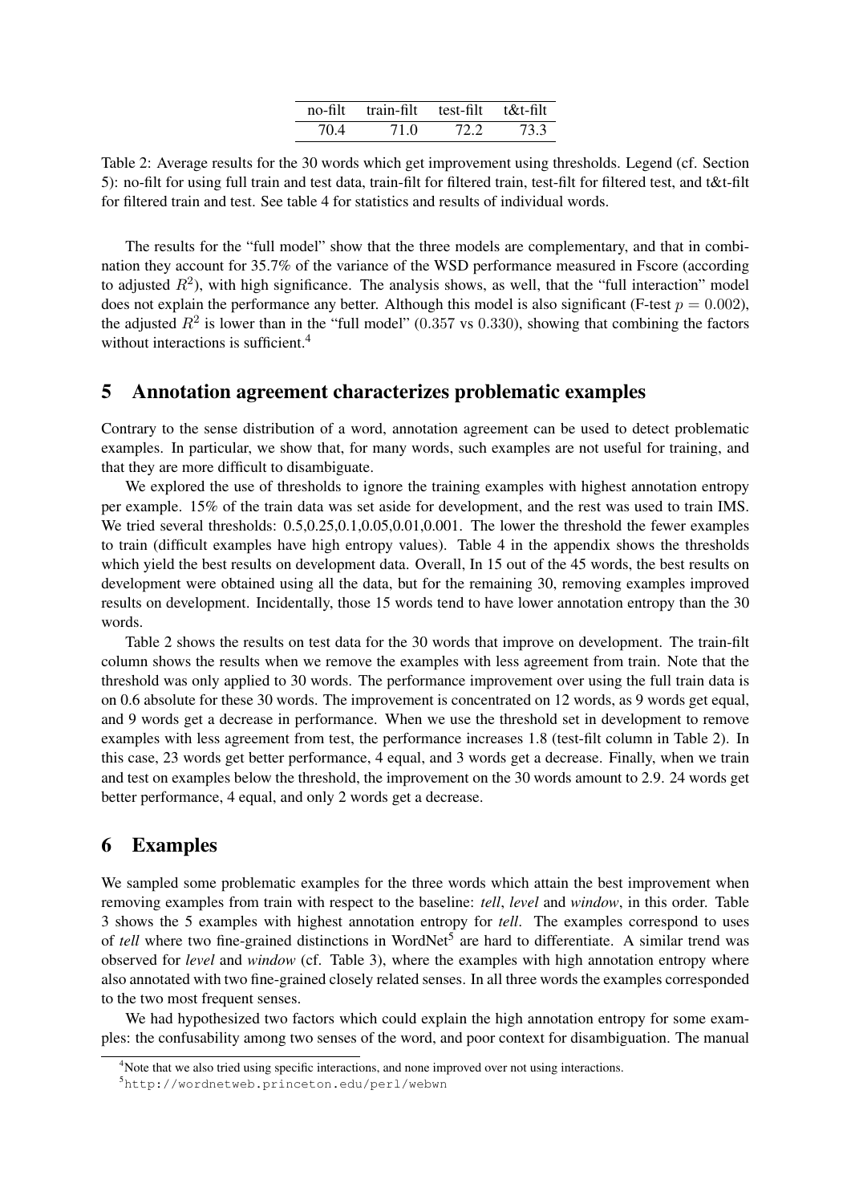| no-filt | train-filt | test-filt | t&t-filt |
| --- | --- | --- | --- |
| 70.4 | 71.0 | 72.2 | 73.3 |

Table 2: Average results for the 30 words which get improvement using thresholds. Legend (cf. Section 5): no-filt for using full train and test data, train-filt for filtered train, test-filt for filtered test, and t&t-filt for filtered train and test. See table 4 for statistics and results of individual words.

The results for the "full model" show that the three models are complementary, and that in combination they account for 35.7% of the variance of the WSD performance measured in Fscore (according to adjusted $R^2$), with high significance. The analysis shows, as well, that the "full interaction" model does not explain the performance any better. Although this model is also significant (F-test $p = 0.002$), the adjusted $R^2$ is lower than in the "full model" ($0.357$ vs $0.330$), showing that combining the factors without interactions is sufficient.[4]

## 5 Annotation agreement characterizes problematic examples

Contrary to the sense distribution of a word, annotation agreement can be used to detect problematic examples. In particular, we show that, for many words, such examples are not useful for training, and that they are more difficult to disambiguate.

We explored the use of thresholds to ignore the training examples with highest annotation entropy per example. 15% of the train data was set aside for development, and the rest was used to train IMS. We tried several thresholds: 0.5,0.25,0.1,0.05,0.01,0.001. The lower the threshold the fewer examples to train (difficult examples have high entropy values). Table 4 in the appendix shows the thresholds which yield the best results on development data. Overall, In 15 out of the 45 words, the best results on development were obtained using all the data, but for the remaining 30, removing examples improved results on development. Incidentally, those 15 words tend to have lower annotation entropy than the 30 words.

Table 2 shows the results on test data for the 30 words that improve on development. The train-filt column shows the results when we remove the examples with less agreement from train. Note that the threshold was only applied to 30 words. The performance improvement over using the full train data is on 0.6 absolute for these 30 words. The improvement is concentrated on 12 words, as 9 words get equal, and 9 words get a decrease in performance. When we use the threshold set in development to remove examples with less agreement from test, the performance increases 1.8 (test-filt column in Table 2). In this case, 23 words get better performance, 4 equal, and 3 words get a decrease. Finally, when we train and test on examples below the threshold, the improvement on the 30 words amount to 2.9. 24 words get better performance, 4 equal, and only 2 words get a decrease.

## 6 Examples

We sampled some problematic examples for the three words which attain the best improvement when removing examples from train with respect to the baseline: *tell*, *level* and *window*, in this order. Table 3 shows the 5 examples with highest annotation entropy for *tell*. The examples correspond to uses of *tell* where two fine-grained distinctions in WordNet[5] are hard to differentiate. A similar trend was observed for *level* and *window* (cf. Table 3), where the examples with high annotation entropy where also annotated with two fine-grained closely related senses. In all three words the examples corresponded to the two most frequent senses.

We had hypothesized two factors which could explain the high annotation entropy for some examples: the confusability among two senses of the word, and poor context for disambiguation. The manual

---

[4] Note that we also tried using specific interactions, and none improved over not using interactions.

[5] http://wordnetweb.princeton.edu/perl/webwn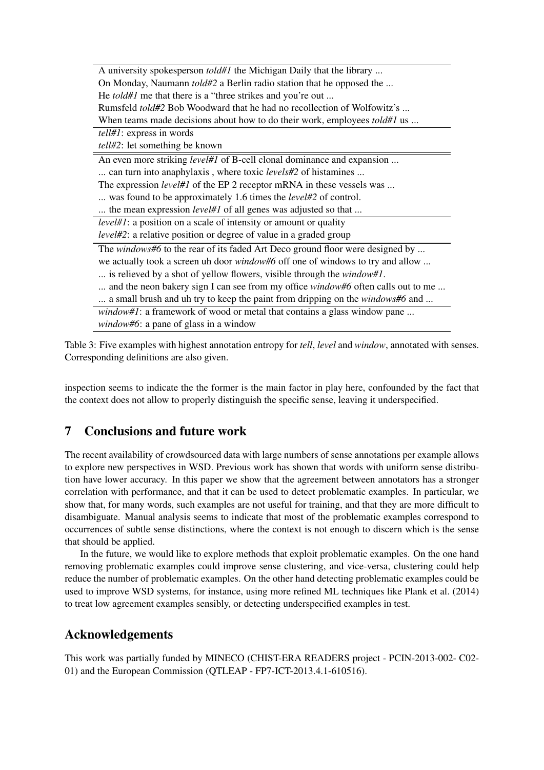| |
|---|
| A university spokesperson *told#1* the Michigan Daily that the library ... |
| On Monday, Naumann *told#2* a Berlin radio station that he opposed the ... |
| He *told#1* me that there is a “three strikes and you’re out ... |
| Rumsfeld *told#2* Bob Woodward that he had no recollection of Wolfowitz’s ... |
| When teams made decisions about how to do their work, employees *told#1* us ... |
| *tell#1*: express in words |
| *tell#2*: let something be known |
| An even more striking *level#1* of B-cell clonal dominance and expansion ... |
| ... can turn into anaphylaxis , where toxic *levels#2* of histamines ... |
| The expression *level#1* of the EP 2 receptor mRNA in these vessels was ... |
| ... was found to be approximately 1.6 times the *level#2* of control. |
| ... the mean expression *level#1* of all genes was adjusted so that ... |
| *level#1*: a position on a scale of intensity or amount or quality |
| *level#2*: a relative position or degree of value in a graded group |
| The *windows#6* to the rear of its faded Art Deco ground floor were designed by ... |
| we actually took a screen uh door *window#6* off one of windows to try and allow ... |
| ... is relieved by a shot of yellow flowers, visible through the *window#1*. |
| ... and the neon bakery sign I can see from my office *window#6* often calls out to me ... |
| ... a small brush and uh try to keep the paint from dripping on the *windows#6* and ... |
| *window#1*: a framework of wood or metal that contains a glass window pane ... |
| *window#6*: a pane of glass in a window |

Table 3: Five examples with highest annotation entropy for *tell*, *level* and *window*, annotated with senses. Corresponding definitions are also given.

inspection seems to indicate the the former is the main factor in play here, confounded by the fact that the context does not allow to properly distinguish the specific sense, leaving it underspecified.

## 7 Conclusions and future work

The recent availability of crowdsourced data with large numbers of sense annotations per example allows to explore new perspectives in WSD. Previous work has shown that words with uniform sense distribution have lower accuracy. In this paper we show that the agreement between annotators has a stronger correlation with performance, and that it can be used to detect problematic examples. In particular, we show that, for many words, such examples are not useful for training, and that they are more difficult to disambiguate. Manual analysis seems to indicate that most of the problematic examples correspond to occurrences of subtle sense distinctions, where the context is not enough to discern which is the sense that should be applied.

In the future, we would like to explore methods that exploit problematic examples. On the one hand removing problematic examples could improve sense clustering, and vice-versa, clustering could help reduce the number of problematic examples. On the other hand detecting problematic examples could be used to improve WSD systems, for instance, using more refined ML techniques like Plank et al. (2014) to treat low agreement examples sensibly, or detecting underspecified examples in test.

## Acknowledgements

This work was partially funded by MINECO (CHIST-ERA READERS project - PCIN-2013-002- C02-01) and the European Commission (QTLEAP - FP7-ICT-2013.4.1-610516).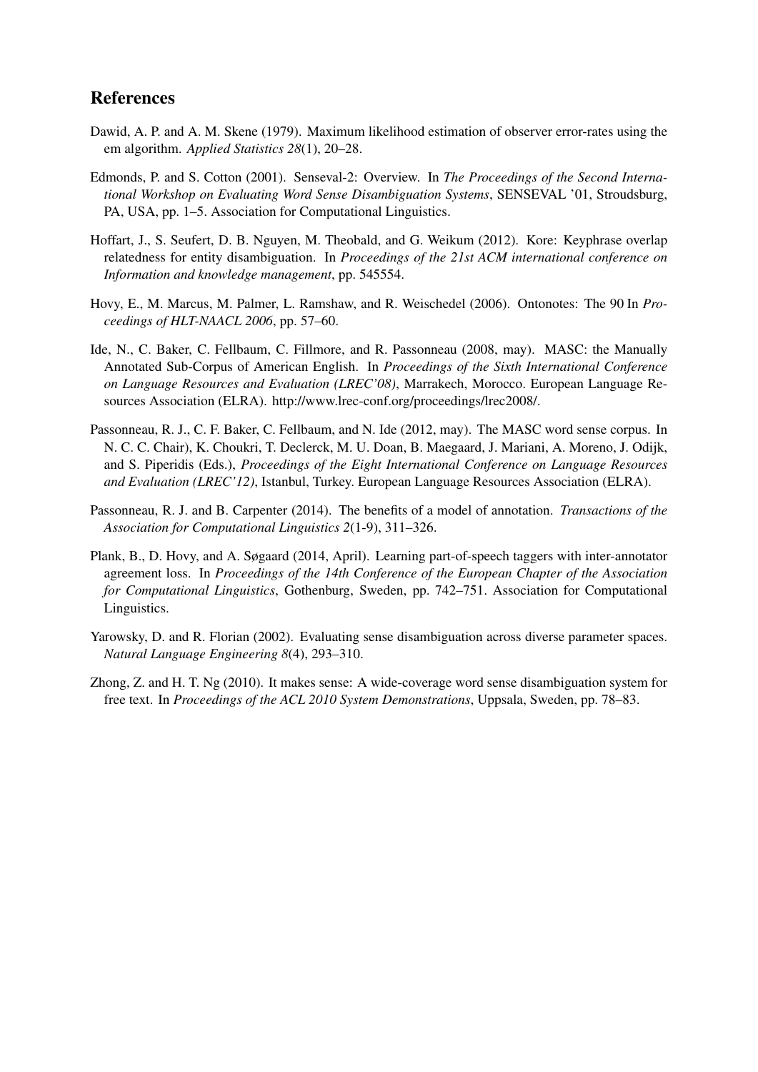## References

Dawid, A. P. and A. M. Skene (1979). Maximum likelihood estimation of observer error-rates using the em algorithm. *Applied Statistics 28*(1), 20–28.

Edmonds, P. and S. Cotton (2001). Senseval-2: Overview. In *The Proceedings of the Second International Workshop on Evaluating Word Sense Disambiguation Systems*, SENSEVAL '01, Stroudsburg, PA, USA, pp. 1–5. Association for Computational Linguistics.

Hoffart, J., S. Seufert, D. B. Nguyen, M. Theobald, and G. Weikum (2012). Kore: Keyphrase overlap relatedness for entity disambiguation. In *Proceedings of the 21st ACM international conference on Information and knowledge management*, pp. 545554.

Hovy, E., M. Marcus, M. Palmer, L. Ramshaw, and R. Weischedel (2006). Ontonotes: The 90 In *Proceedings of HLT-NAACL 2006*, pp. 57–60.

Ide, N., C. Baker, C. Fellbaum, C. Fillmore, and R. Passonneau (2008, may). MASC: the Manually Annotated Sub-Corpus of American English. In *Proceedings of the Sixth International Conference on Language Resources and Evaluation (LREC'08)*, Marrakech, Morocco. European Language Resources Association (ELRA). http://www.lrec-conf.org/proceedings/lrec2008/.

Passonneau, R. J., C. F. Baker, C. Fellbaum, and N. Ide (2012, may). The MASC word sense corpus. In N. C. C. Chair), K. Choukri, T. Declerck, M. U. Doan, B. Maegaard, J. Mariani, A. Moreno, J. Odijk, and S. Piperidis (Eds.), *Proceedings of the Eight International Conference on Language Resources and Evaluation (LREC'12)*, Istanbul, Turkey. European Language Resources Association (ELRA).

Passonneau, R. J. and B. Carpenter (2014). The benefits of a model of annotation. *Transactions of the Association for Computational Linguistics 2*(1-9), 311–326.

Plank, B., D. Hovy, and A. Søgaard (2014, April). Learning part-of-speech taggers with inter-annotator agreement loss. In *Proceedings of the 14th Conference of the European Chapter of the Association for Computational Linguistics*, Gothenburg, Sweden, pp. 742–751. Association for Computational Linguistics.

Yarowsky, D. and R. Florian (2002). Evaluating sense disambiguation across diverse parameter spaces. *Natural Language Engineering 8*(4), 293–310.

Zhong, Z. and H. T. Ng (2010). It makes sense: A wide-coverage word sense disambiguation system for free text. In *Proceedings of the ACL 2010 System Demonstrations*, Uppsala, Sweden, pp. 78–83.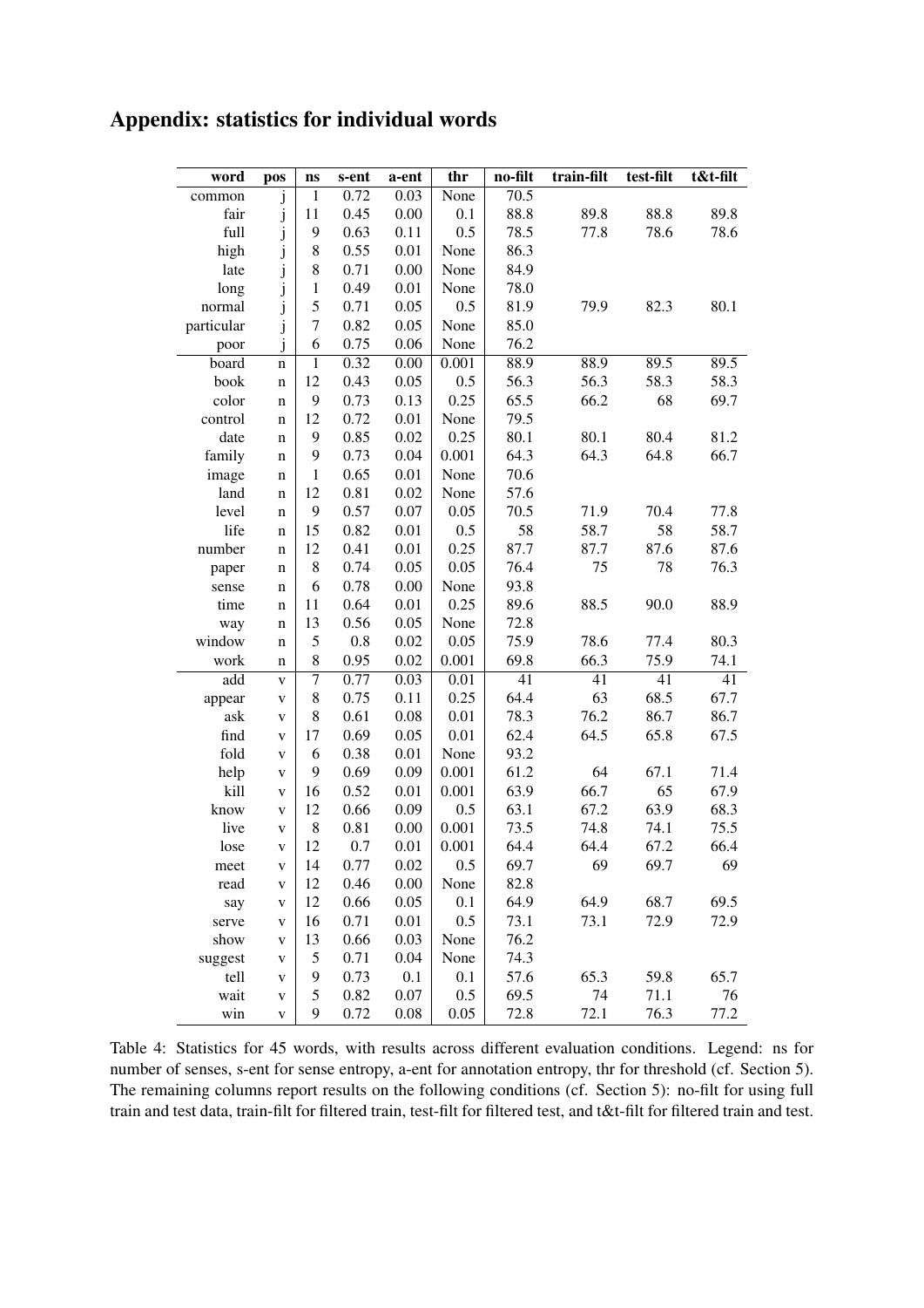## Appendix: statistics for individual words

| word | pos | ns | s-ent | a-ent | thr | no-filt | train-filt | test-filt | t&t-filt |
|---|---|---|---|---|---|---|---|---|---|
| common | j | 1 | 0.72 | 0.03 | None | 70.5 | | | |
| fair | j | 11 | 0.45 | 0.00 | 0.1 | 88.8 | 89.8 | 88.8 | 89.8 |
| full | j | 9 | 0.63 | 0.11 | 0.5 | 78.5 | 77.8 | 78.6 | 78.6 |
| high | j | 8 | 0.55 | 0.01 | None | 86.3 | | | |
| late | j | 8 | 0.71 | 0.00 | None | 84.9 | | | |
| long | j | 1 | 0.49 | 0.01 | None | 78.0 | | | |
| normal | j | 5 | 0.71 | 0.05 | 0.5 | 81.9 | 79.9 | 82.3 | 80.1 |
| particular | j | 7 | 0.82 | 0.05 | None | 85.0 | | | |
| poor | j | 6 | 0.75 | 0.06 | None | 76.2 | | | |
| board | n | 1 | 0.32 | 0.00 | 0.001 | 88.9 | 88.9 | 89.5 | 89.5 |
| book | n | 12 | 0.43 | 0.05 | 0.5 | 56.3 | 56.3 | 58.3 | 58.3 |
| color | n | 9 | 0.73 | 0.13 | 0.25 | 65.5 | 66.2 | 68 | 69.7 |
| control | n | 12 | 0.72 | 0.01 | None | 79.5 | | | |
| date | n | 9 | 0.85 | 0.02 | 0.25 | 80.1 | 80.1 | 80.4 | 81.2 |
| family | n | 9 | 0.73 | 0.04 | 0.001 | 64.3 | 64.3 | 64.8 | 66.7 |
| image | n | 1 | 0.65 | 0.01 | None | 70.6 | | | |
| land | n | 12 | 0.81 | 0.02 | None | 57.6 | | | |
| level | n | 9 | 0.57 | 0.07 | 0.05 | 70.5 | 71.9 | 70.4 | 77.8 |
| life | n | 15 | 0.82 | 0.01 | 0.5 | 58 | 58.7 | 58 | 58.7 |
| number | n | 12 | 0.41 | 0.01 | 0.25 | 87.7 | 87.7 | 87.6 | 87.6 |
| paper | n | 8 | 0.74 | 0.05 | 0.05 | 76.4 | 75 | 78 | 76.3 |
| sense | n | 6 | 0.78 | 0.00 | None | 93.8 | | | |
| time | n | 11 | 0.64 | 0.01 | 0.25 | 89.6 | 88.5 | 90.0 | 88.9 |
| way | n | 13 | 0.56 | 0.05 | None | 72.8 | | | |
| window | n | 5 | 0.8 | 0.02 | 0.05 | 75.9 | 78.6 | 77.4 | 80.3 |
| work | n | 8 | 0.95 | 0.02 | 0.001 | 69.8 | 66.3 | 75.9 | 74.1 |
| add | v | 7 | 0.77 | 0.03 | 0.01 | 41 | 41 | 41 | 41 |
| appear | v | 8 | 0.75 | 0.11 | 0.25 | 64.4 | 63 | 68.5 | 67.7 |
| ask | v | 8 | 0.61 | 0.08 | 0.01 | 78.3 | 76.2 | 86.7 | 86.7 |
| find | v | 17 | 0.69 | 0.05 | 0.01 | 62.4 | 64.5 | 65.8 | 67.5 |
| fold | v | 6 | 0.38 | 0.01 | None | 93.2 | | | |
| help | v | 9 | 0.69 | 0.09 | 0.001 | 61.2 | 64 | 67.1 | 71.4 |
| kill | v | 16 | 0.52 | 0.01 | 0.001 | 63.9 | 66.7 | 65 | 67.9 |
| know | v | 12 | 0.66 | 0.09 | 0.5 | 63.1 | 67.2 | 63.9 | 68.3 |
| live | v | 8 | 0.81 | 0.00 | 0.001 | 73.5 | 74.8 | 74.1 | 75.5 |
| lose | v | 12 | 0.7 | 0.01 | 0.001 | 64.4 | 64.4 | 67.2 | 66.4 |
| meet | v | 14 | 0.77 | 0.02 | 0.5 | 69.7 | 69 | 69.7 | 69 |
| read | v | 12 | 0.46 | 0.00 | None | 82.8 | | | |
| say | v | 12 | 0.66 | 0.05 | 0.1 | 64.9 | 64.9 | 68.7 | 69.5 |
| serve | v | 16 | 0.71 | 0.01 | 0.5 | 73.1 | 73.1 | 72.9 | 72.9 |
| show | v | 13 | 0.66 | 0.03 | None | 76.2 | | | |
| suggest | v | 5 | 0.71 | 0.04 | None | 74.3 | | | |
| tell | v | 9 | 0.73 | 0.1 | 0.1 | 57.6 | 65.3 | 59.8 | 65.7 |
| wait | v | 5 | 0.82 | 0.07 | 0.5 | 69.5 | 74 | 71.1 | 76 |
| win | v | 9 | 0.72 | 0.08 | 0.05 | 72.8 | 72.1 | 76.3 | 77.2 |

Table 4: Statistics for 45 words, with results across different evaluation conditions. Legend: ns for number of senses, s-ent for sense entropy, a-ent for annotation entropy, thr for threshold (cf. Section 5). The remaining columns report results on the following conditions (cf. Section 5): no-filt for using full train and test data, train-filt for filtered train, test-filt for filtered test, and t&t-filt for filtered train and test.